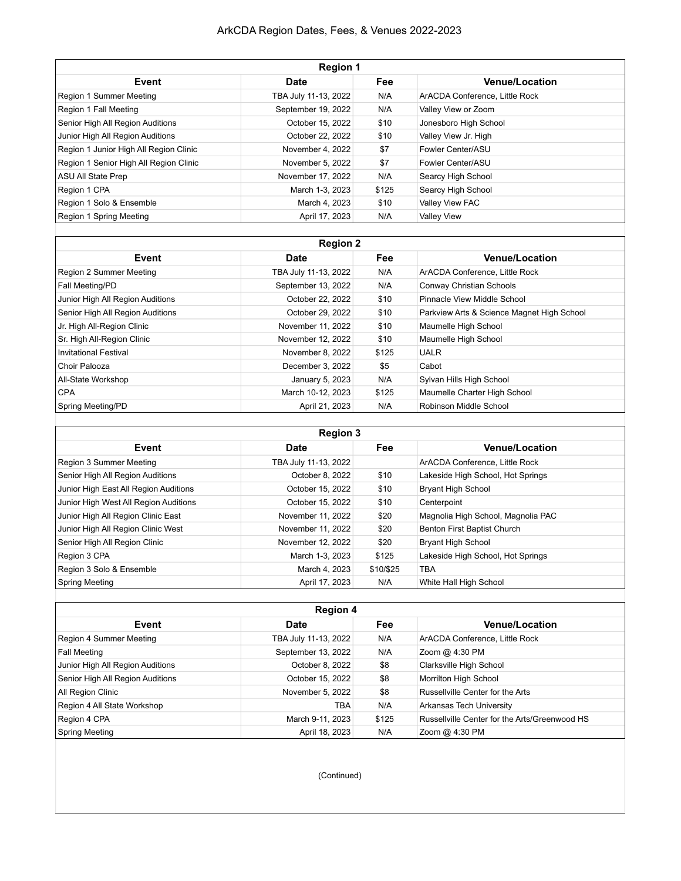# ArkCDA Region Dates, Fees, & Venues 2022-2023

## Region 1

| Event | Date | Fee | Venue/Location |
|---|---|---|---|
| Region 1 Summer Meeting | TBA July 11-13, 2022 | N/A | ArACDA Conference, Little Rock |
| Region 1 Fall Meeting | September 19, 2022 | N/A | Valley View or Zoom |
| Senior High All Region Auditions | October 15, 2022 | $10 | Jonesboro High School |
| Junior High All Region Auditions | October 22, 2022 | $10 | Valley View Jr. High |
| Region 1 Junior High All Region Clinic | November 4, 2022 | $7 | Fowler Center/ASU |
| Region 1 Senior High All Region Clinic | November 5, 2022 | $7 | Fowler Center/ASU |
| ASU All State Prep | November 17, 2022 | N/A | Searcy High School |
| Region 1 CPA | March 1-3, 2023 | $125 | Searcy High School |
| Region 1 Solo & Ensemble | March 4, 2023 | $10 | Valley View FAC |
| Region 1 Spring Meeting | April 17, 2023 | N/A | Valley View |

## Region 2

| Event | Date | Fee | Venue/Location |
|---|---|---|---|
| Region 2 Summer Meeting | TBA July 11-13, 2022 | N/A | ArACDA Conference, Little Rock |
| Fall Meeting/PD | September 13, 2022 | N/A | Conway Christian Schools |
| Junior High All Region Auditions | October 22, 2022 | $10 | Pinnacle View Middle School |
| Senior High All Region Auditions | October 29, 2022 | $10 | Parkview Arts & Science Magnet High School |
| Jr. High All-Region Clinic | November 11, 2022 | $10 | Maumelle High School |
| Sr. High All-Region Clinic | November 12, 2022 | $10 | Maumelle High School |
| Invitational Festival | November 8, 2022 | $125 | UALR |
| Choir Palooza | December 3, 2022 | $5 | Cabot |
| All-State Workshop | January 5, 2023 | N/A | Sylvan Hills High School |
| CPA | March 10-12, 2023 | $125 | Maumelle Charter High School |
| Spring Meeting/PD | April 21, 2023 | N/A | Robinson Middle School |

## Region 3

| Event | Date | Fee | Venue/Location |
|---|---|---|---|
| Region 3 Summer Meeting | TBA July 11-13, 2022 | | ArACDA Conference, Little Rock |
| Senior High All Region Auditions | October 8, 2022 | $10 | Lakeside High School, Hot Springs |
| Junior High East All Region Auditions | October 15, 2022 | $10 | Bryant High School |
| Junior High West All Region Auditions | October 15, 2022 | $10 | Centerpoint |
| Junior High All Region Clinic East | November 11, 2022 | $20 | Magnolia High School, Magnolia PAC |
| Junior High All Region Clinic West | November 11, 2022 | $20 | Benton First Baptist Church |
| Senior High All Region Clinic | November 12, 2022 | $20 | Bryant High School |
| Region 3 CPA | March 1-3, 2023 | $125 | Lakeside High School, Hot Springs |
| Region 3 Solo & Ensemble | March 4, 2023 | $10/$25 | TBA |
| Spring Meeting | April 17, 2023 | N/A | White Hall High School |

## Region 4

| Event | Date | Fee | Venue/Location |
|---|---|---|---|
| Region 4 Summer Meeting | TBA July 11-13, 2022 | N/A | ArACDA Conference, Little Rock |
| Fall Meeting | September 13, 2022 | N/A | Zoom @ 4:30 PM |
| Junior High All Region Auditions | October 8, 2022 | $8 | Clarksville High School |
| Senior High All Region Auditions | October 15, 2022 | $8 | Morrilton High School |
| All Region Clinic | November 5, 2022 | $8 | Russellville Center for the Arts |
| Region 4 All State Workshop | TBA | N/A | Arkansas Tech University |
| Region 4 CPA | March 9-11, 2023 | $125 | Russellville Center for the Arts/Greenwood HS |
| Spring Meeting | April 18, 2023 | N/A | Zoom @ 4:30 PM |

(Continued)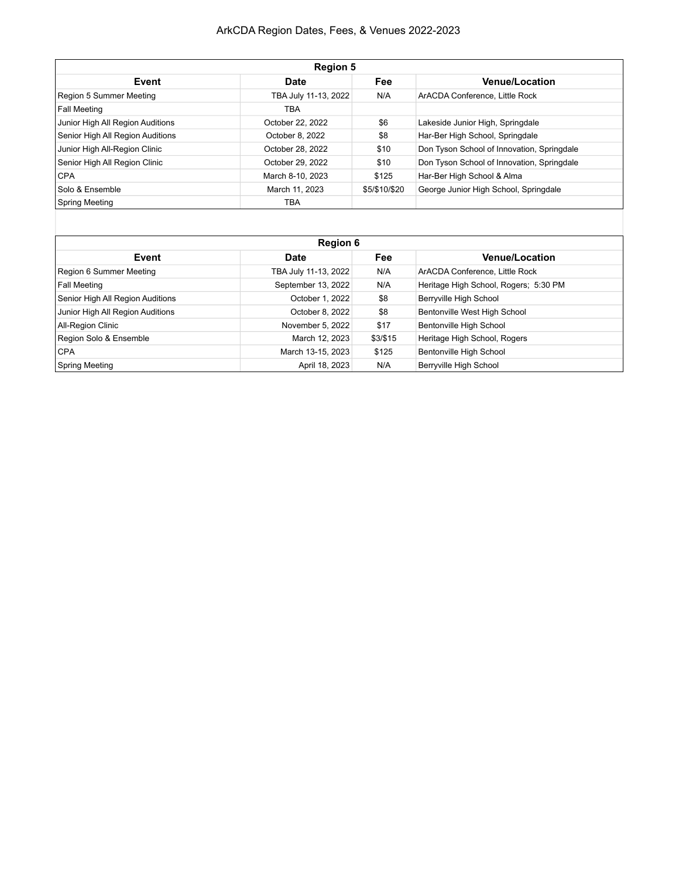# ArkCDA Region Dates, Fees, & Venues 2022-2023

## Region 5

| Event | Date | Fee | Venue/Location |
|---|---|---|---|
| Region 5 Summer Meeting | TBA July 11-13, 2022 | N/A | ArACDA Conference, Little Rock |
| Fall Meeting | TBA | | |
| Junior High All Region Auditions | October 22, 2022 | $6 | Lakeside Junior High, Springdale |
| Senior High All Region Auditions | October 8, 2022 | $8 | Har-Ber High School, Springdale |
| Junior High All-Region Clinic | October 28, 2022 | $10 | Don Tyson School of Innovation, Springdale |
| Senior High All Region Clinic | October 29, 2022 | $10 | Don Tyson School of Innovation, Springdale |
| CPA | March 8-10, 2023 | $125 | Har-Ber High School & Alma |
| Solo & Ensemble | March 11, 2023 | $5/$10/$20 | George Junior High School, Springdale |
| Spring Meeting | TBA | | |

## Region 6

| Event | Date | Fee | Venue/Location |
|---|---|---|---|
| Region 6 Summer Meeting | TBA July 11-13, 2022 | N/A | ArACDA Conference, Little Rock |
| Fall Meeting | September 13, 2022 | N/A | Heritage High School, Rogers; 5:30 PM |
| Senior High All Region Auditions | October 1, 2022 | $8 | Berryville High School |
| Junior High All Region Auditions | October 8, 2022 | $8 | Bentonville West High School |
| All-Region Clinic | November 5, 2022 | $17 | Bentonville High School |
| Region Solo & Ensemble | March 12, 2023 | $3/$15 | Heritage High School, Rogers |
| CPA | March 13-15, 2023 | $125 | Bentonville High School |
| Spring Meeting | April 18, 2023 | N/A | Berryville High School |